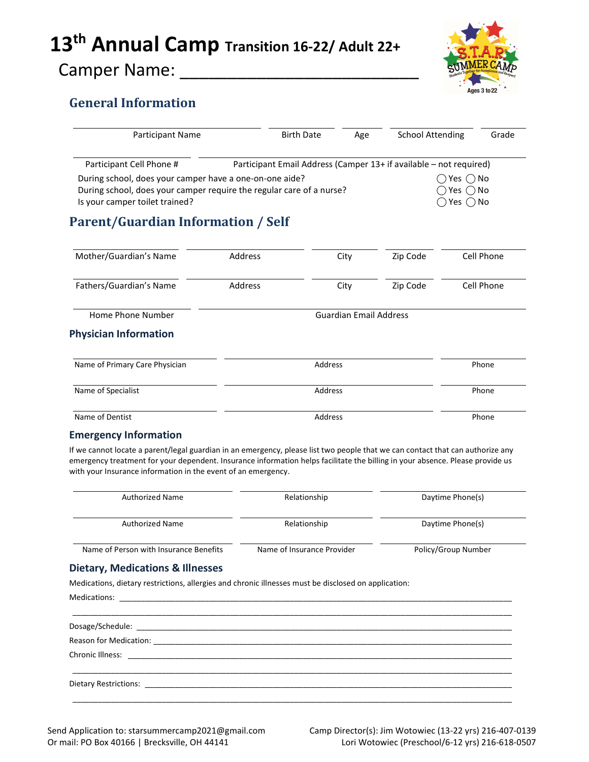# 13th Annual Camp Transition 16-22/ Adult 22+

Camper Name: ___________________________

## General Information

| Participant Name | Birth Date | Age | School Attending | Grade |
|---|---|---|---|---|
| | | | | |

| Participant Cell Phone # | Participant Email Address (Camper 13+ if available – not required) |
|---|---|
| | |

During school, does your camper have a one-on-one aide? ◯ Yes ◯ No
During school, does your camper require the regular care of a nurse? ◯ Yes ◯ No
Is your camper toilet trained? ◯ Yes ◯ No

## Parent/Guardian Information / Self

| Mother/Guardian's Name | Address | City | Zip Code | Cell Phone |
|---|---|---|---|---|
| Fathers/Guardian's Name | Address | City | Zip Code | Cell Phone |

| Home Phone Number | Guardian Email Address |
|---|---|
| | |

### Physician Information

| Name of Primary Care Physician | Address | Phone |
|---|---|---|
| Name of Specialist | Address | Phone |
| Name of Dentist | Address | Phone |

### Emergency Information

If we cannot locate a parent/legal guardian in an emergency, please list two people that we can contact that can authorize any emergency treatment for your dependent. Insurance information helps facilitate the billing in your absence. Please provide us with your Insurance information in the event of an emergency.

| Authorized Name | Relationship | Daytime Phone(s) |
|---|---|---|
| Authorized Name | Relationship | Daytime Phone(s) |
| Name of Person with Insurance Benefits | Name of Insurance Provider | Policy/Group Number |

### Dietary, Medications & Illnesses

Medications, dietary restrictions, allergies and chronic illnesses must be disclosed on application:

Medications: ______________________________________________________________

______________________________________________________________

Dosage/Schedule: ______________________________________________________________

Reason for Medication: ______________________________________________________________

Chronic Illness: ______________________________________________________________

______________________________________________________________

Dietary Restrictions: ______________________________________________________________

______________________________________________________________

Send Application to: starsummercamp2021@gmail.com
Or mail: PO Box 40166 | Brecksville, OH 44141

Camp Director(s): Jim Wotowiec (13-22 yrs) 216-407-0139
Lori Wotowiec (Preschool/6-12 yrs) 216-618-0507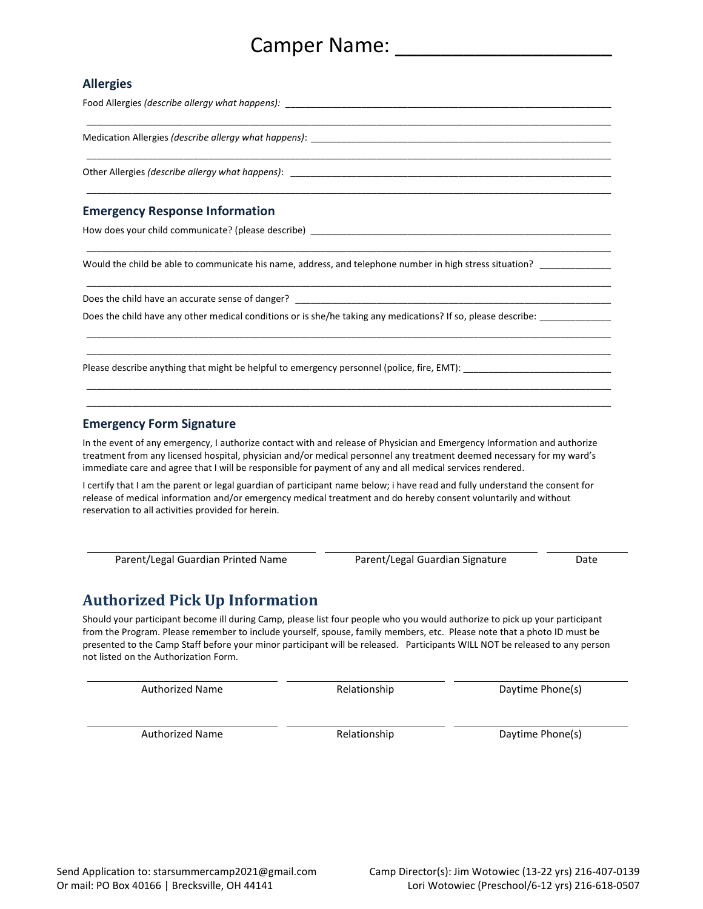# Camper Name: ____________________

## Allergies

Food Allergies *(describe allergy what happens):* ______________________________________________________________

______________________________________________________________________________________________

Medication Allergies *(describe allergy what happens)*: ________________________________________________________

______________________________________________________________________________________________

Other Allergies *(describe allergy what happens)*: ____________________________________________________________

______________________________________________________________________________________________

## Emergency Response Information

How does your child communicate? (please describe) ___________________________________________________

______________________________________________________________________________________________

Would the child be able to communicate his name, address, and telephone number in high stress situation? _____________

______________________________________________________________________________________________

Does the child have an accurate sense of danger? _____________________________________________________________

Does the child have any other medical conditions or is she/he taking any medications? If so, please describe: _____________

______________________________________________________________________________________________

______________________________________________________________________________________________

Please describe anything that might be helpful to emergency personnel (police, fire, EMT): ____________________________

______________________________________________________________________________________________

______________________________________________________________________________________________

## Emergency Form Signature

In the event of any emergency, I authorize contact with and release of Physician and Emergency Information and authorize treatment from any licensed hospital, physician and/or medical personnel any treatment deemed necessary for my ward's immediate care and agree that I will be responsible for payment of any and all medical services rendered.

I certify that I am the parent or legal guardian of participant name below; i have read and fully understand the consent for release of medical information and/or emergency medical treatment and do hereby consent voluntarily and without reservation to all activities provided for herein.

| ______________________________ | ______________________________ | __________ |
|---|---|---|
| Parent/Legal Guardian Printed Name | Parent/Legal Guardian Signature | Date |

## Authorized Pick Up Information

Should your participant become ill during Camp, please list four people who you would authorize to pick up your participant from the Program. Please remember to include yourself, spouse, family members, etc. Please note that a photo ID must be presented to the Camp Staff before your minor participant will be released. Participants WILL NOT be released to any person not listed on the Authorization Form.

| ______________________ | ______________________ | ______________________ |
|---|---|---|
| Authorized Name | Relationship | Daytime Phone(s) |
| ______________________ | ______________________ | ______________________ |
| Authorized Name | Relationship | Daytime Phone(s) |

Send Application to: starsummercamp2021@gmail.com
Or mail: PO Box 40166 | Brecksville, OH 44141

Camp Director(s): Jim Wotowiec (13-22 yrs) 216-407-0139
Lori Wotowiec (Preschool/6-12 yrs) 216-618-0507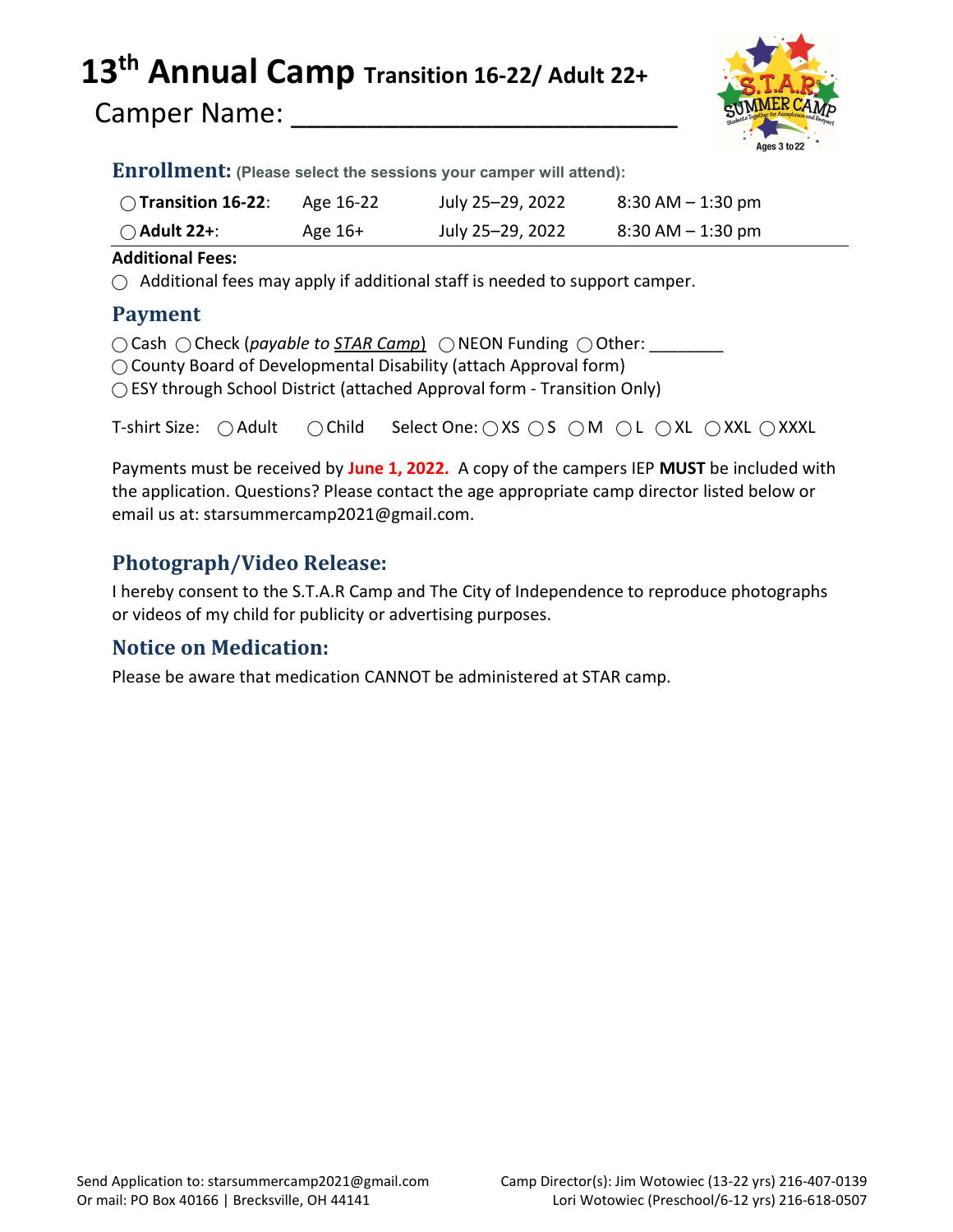# 13th Annual Camp Transition 16-22/ Adult 22+

Camper Name: ___________________________

## Enrollment: (Please select the sessions your camper will attend):

| | | | |
|---|---|---|---|
| ◯ **Transition 16-22**: | Age 16-22 | July 25–29, 2022 | 8:30 AM – 1:30 pm |
| ◯ **Adult 22+**: | Age 16+ | July 25–29, 2022 | 8:30 AM – 1:30 pm |

**Additional Fees:**

◯ Additional fees may apply if additional staff is needed to support camper.

## Payment

◯ Cash ◯ Check (*payable to STAR Camp*) ◯ NEON Funding ◯ Other: ________

◯ County Board of Developmental Disability (attach Approval form)

◯ ESY through School District (attached Approval form - Transition Only)

T-shirt Size: ◯ Adult ◯ Child Select One: ◯ XS ◯ S ◯ M ◯ L ◯ XL ◯ XXL ◯ XXXL

Payments must be received by **June 1, 2022.** A copy of the campers IEP **MUST** be included with the application. Questions? Please contact the age appropriate camp director listed below or email us at: starsummercamp2021@gmail.com.

## Photograph/Video Release:

I hereby consent to the S.T.A.R Camp and The City of Independence to reproduce photographs or videos of my child for publicity or advertising purposes.

## Notice on Medication:

Please be aware that medication CANNOT be administered at STAR camp.

Send Application to: starsummercamp2021@gmail.com
Or mail: PO Box 40166 | Brecksville, OH 44141

Camp Director(s): Jim Wotowiec (13-22 yrs) 216-407-0139
Lori Wotowiec (Preschool/6-12 yrs) 216-618-0507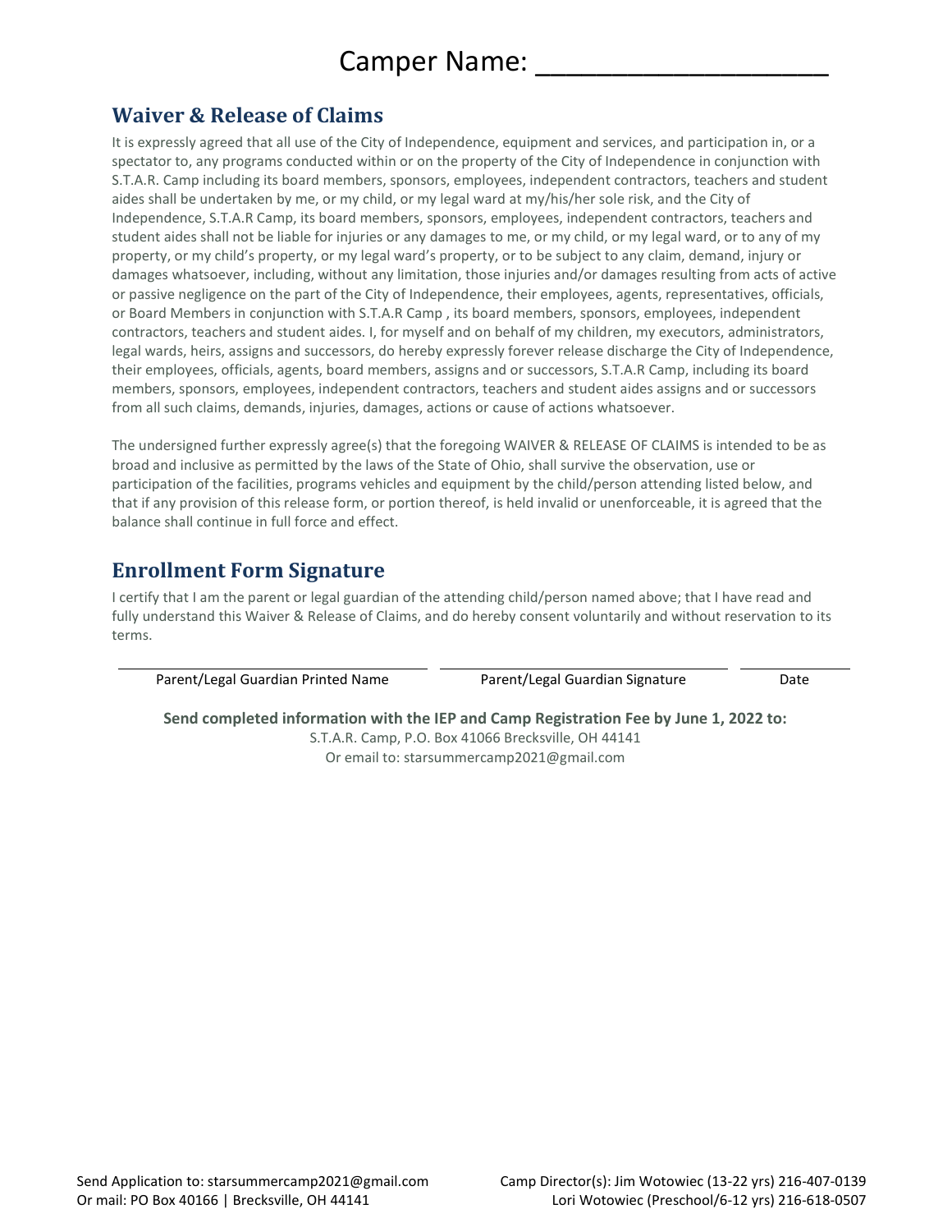Camper Name: ____________________

## Waiver & Release of Claims

It is expressly agreed that all use of the City of Independence, equipment and services, and participation in, or a spectator to, any programs conducted within or on the property of the City of Independence in conjunction with S.T.A.R. Camp including its board members, sponsors, employees, independent contractors, teachers and student aides shall be undertaken by me, or my child, or my legal ward at my/his/her sole risk, and the City of Independence, S.T.A.R Camp, its board members, sponsors, employees, independent contractors, teachers and student aides shall not be liable for injuries or any damages to me, or my child, or my legal ward, or to any of my property, or my child's property, or my legal ward's property, or to be subject to any claim, demand, injury or damages whatsoever, including, without any limitation, those injuries and/or damages resulting from acts of active or passive negligence on the part of the City of Independence, their employees, agents, representatives, officials, or Board Members in conjunction with S.T.A.R Camp , its board members, sponsors, employees, independent contractors, teachers and student aides. I, for myself and on behalf of my children, my executors, administrators, legal wards, heirs, assigns and successors, do hereby expressly forever release discharge the City of Independence, their employees, officials, agents, board members, assigns and or successors, S.T.A.R Camp, including its board members, sponsors, employees, independent contractors, teachers and student aides assigns and or successors from all such claims, demands, injuries, damages, actions or cause of actions whatsoever.

The undersigned further expressly agree(s) that the foregoing WAIVER & RELEASE OF CLAIMS is intended to be as broad and inclusive as permitted by the laws of the State of Ohio, shall survive the observation, use or participation of the facilities, programs vehicles and equipment by the child/person attending listed below, and that if any provision of this release form, or portion thereof, is held invalid or unenforceable, it is agreed that the balance shall continue in full force and effect.

## Enrollment Form Signature

I certify that I am the parent or legal guardian of the attending child/person named above; that I have read and fully understand this Waiver & Release of Claims, and do hereby consent voluntarily and without reservation to its terms.

______________________________ ______________________________ ____________

Parent/Legal Guardian Printed Name | Parent/Legal Guardian Signature | Date

**Send completed information with the IEP and Camp Registration Fee by June 1, 2022 to:**

S.T.A.R. Camp, P.O. Box 41066 Brecksville, OH 44141

Or email to: starsummercamp2021@gmail.com

Send Application to: starsummercamp2021@gmail.com
Or mail: PO Box 40166 | Brecksville, OH 44141

Camp Director(s): Jim Wotowiec (13-22 yrs) 216-407-0139
Lori Wotowiec (Preschool/6-12 yrs) 216-618-0507